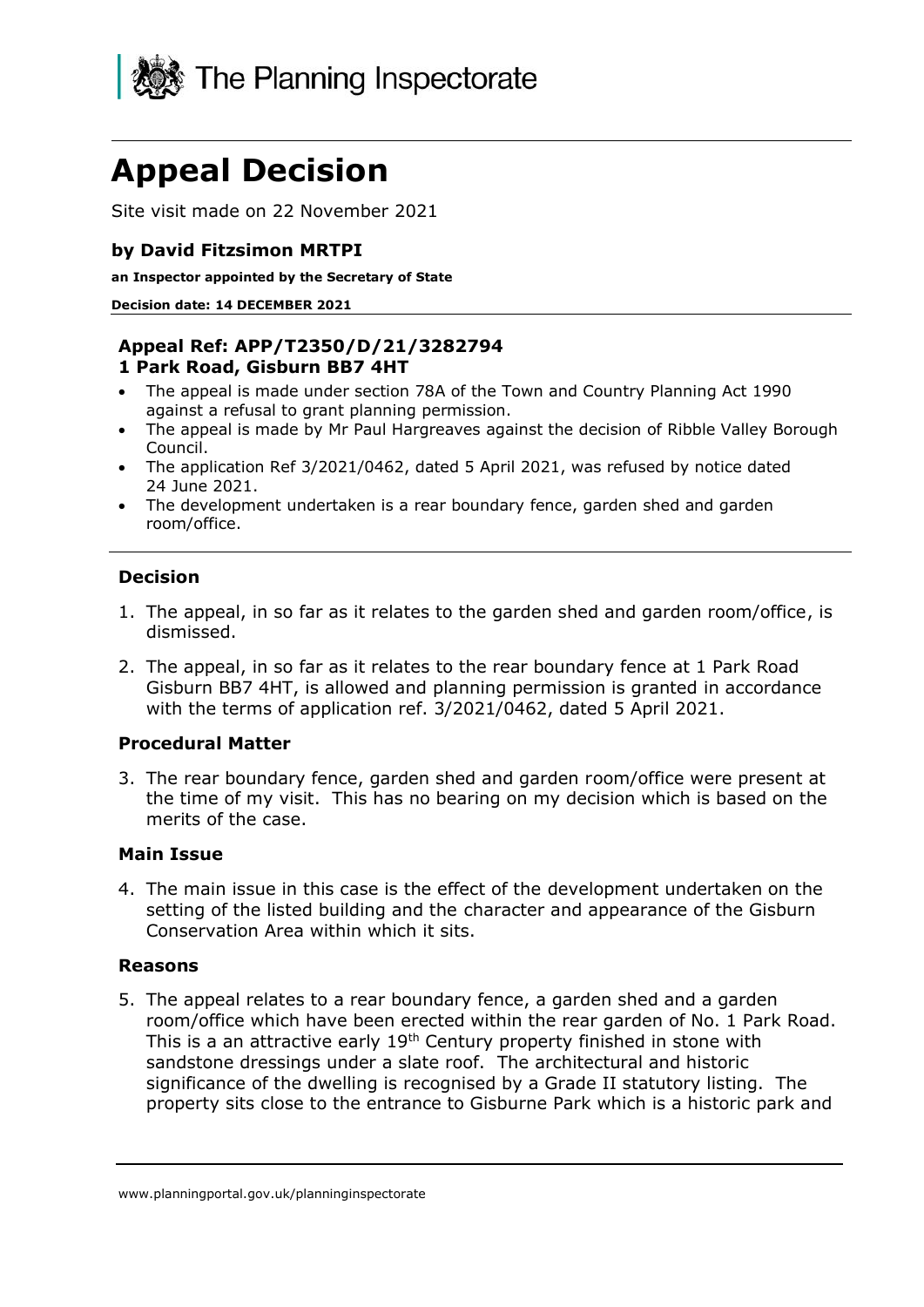The Planning Inspectorate

# Appeal Decision

Site visit made on 22 November 2021

**by David Fitzsimon MRTPI**

**an Inspector appointed by the Secretary of State**

**Decision date: 14 DECEMBER 2021**

**Appeal Ref: APP/T2350/D/21/3282794**
**1 Park Road, Gisburn BB7 4HT**

- The appeal is made under section 78A of the Town and Country Planning Act 1990 against a refusal to grant planning permission.
- The appeal is made by Mr Paul Hargreaves against the decision of Ribble Valley Borough Council.
- The application Ref 3/2021/0462, dated 5 April 2021, was refused by notice dated 24 June 2021.
- The development undertaken is a rear boundary fence, garden shed and garden room/office.

## Decision

1. The appeal, in so far as it relates to the garden shed and garden room/office, is dismissed.

2. The appeal, in so far as it relates to the rear boundary fence at 1 Park Road Gisburn BB7 4HT, is allowed and planning permission is granted in accordance with the terms of application ref. 3/2021/0462, dated 5 April 2021.

## Procedural Matter

3. The rear boundary fence, garden shed and garden room/office were present at the time of my visit. This has no bearing on my decision which is based on the merits of the case.

## Main Issue

4. The main issue in this case is the effect of the development undertaken on the setting of the listed building and the character and appearance of the Gisburn Conservation Area within which it sits.

## Reasons

5. The appeal relates to a rear boundary fence, a garden shed and a garden room/office which have been erected within the rear garden of No. 1 Park Road. This is a an attractive early 19th Century property finished in stone with sandstone dressings under a slate roof. The architectural and historic significance of the dwelling is recognised by a Grade II statutory listing. The property sits close to the entrance to Gisburne Park which is a historic park and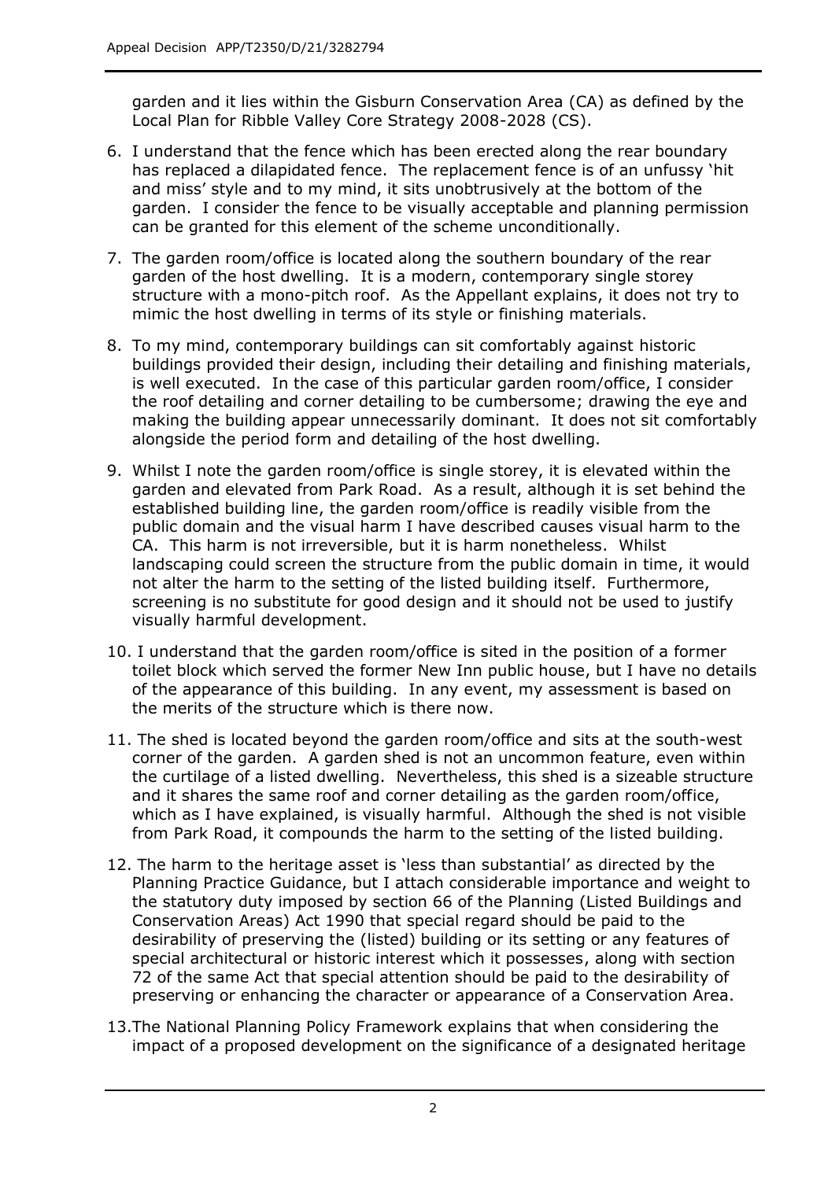garden and it lies within the Gisburn Conservation Area (CA) as defined by the Local Plan for Ribble Valley Core Strategy 2008-2028 (CS).

6. I understand that the fence which has been erected along the rear boundary has replaced a dilapidated fence. The replacement fence is of an unfussy 'hit and miss' style and to my mind, it sits unobtrusively at the bottom of the garden. I consider the fence to be visually acceptable and planning permission can be granted for this element of the scheme unconditionally.

7. The garden room/office is located along the southern boundary of the rear garden of the host dwelling. It is a modern, contemporary single storey structure with a mono-pitch roof. As the Appellant explains, it does not try to mimic the host dwelling in terms of its style or finishing materials.

8. To my mind, contemporary buildings can sit comfortably against historic buildings provided their design, including their detailing and finishing materials, is well executed. In the case of this particular garden room/office, I consider the roof detailing and corner detailing to be cumbersome; drawing the eye and making the building appear unnecessarily dominant. It does not sit comfortably alongside the period form and detailing of the host dwelling.

9. Whilst I note the garden room/office is single storey, it is elevated within the garden and elevated from Park Road. As a result, although it is set behind the established building line, the garden room/office is readily visible from the public domain and the visual harm I have described causes visual harm to the CA. This harm is not irreversible, but it is harm nonetheless. Whilst landscaping could screen the structure from the public domain in time, it would not alter the harm to the setting of the listed building itself. Furthermore, screening is no substitute for good design and it should not be used to justify visually harmful development.

10. I understand that the garden room/office is sited in the position of a former toilet block which served the former New Inn public house, but I have no details of the appearance of this building. In any event, my assessment is based on the merits of the structure which is there now.

11. The shed is located beyond the garden room/office and sits at the south-west corner of the garden. A garden shed is not an uncommon feature, even within the curtilage of a listed dwelling. Nevertheless, this shed is a sizeable structure and it shares the same roof and corner detailing as the garden room/office, which as I have explained, is visually harmful. Although the shed is not visible from Park Road, it compounds the harm to the setting of the listed building.

12. The harm to the heritage asset is 'less than substantial' as directed by the Planning Practice Guidance, but I attach considerable importance and weight to the statutory duty imposed by section 66 of the Planning (Listed Buildings and Conservation Areas) Act 1990 that special regard should be paid to the desirability of preserving the (listed) building or its setting or any features of special architectural or historic interest which it possesses, along with section 72 of the same Act that special attention should be paid to the desirability of preserving or enhancing the character or appearance of a Conservation Area.

13. The National Planning Policy Framework explains that when considering the impact of a proposed development on the significance of a designated heritage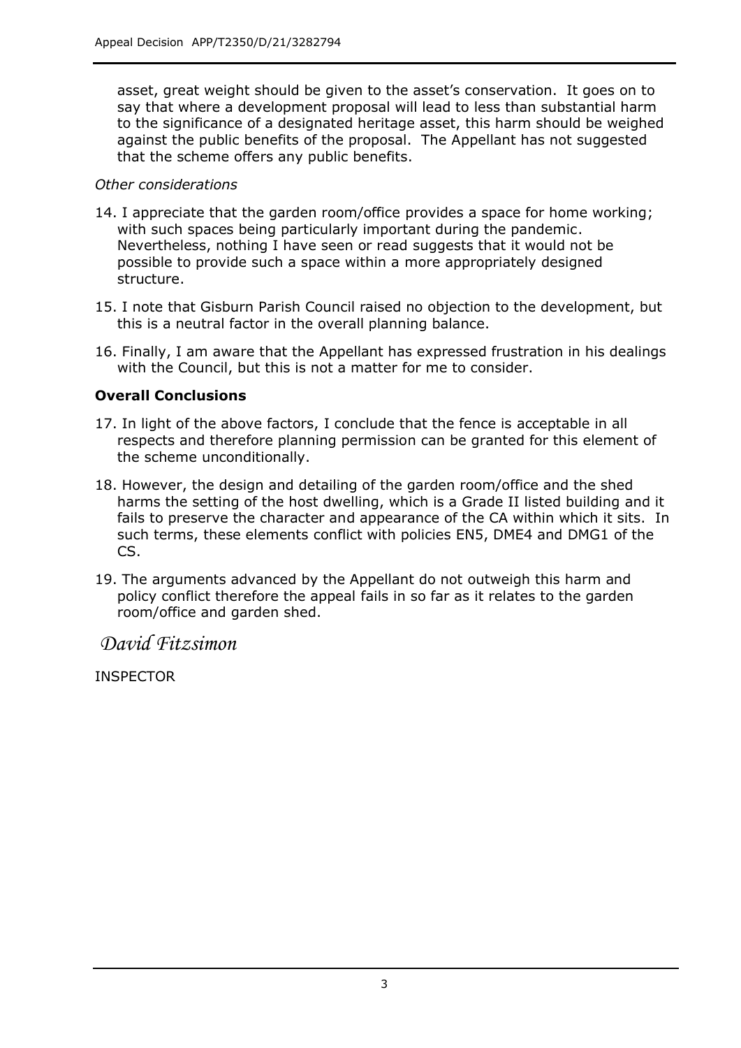asset, great weight should be given to the asset's conservation. It goes on to say that where a development proposal will lead to less than substantial harm to the significance of a designated heritage asset, this harm should be weighed against the public benefits of the proposal. The Appellant has not suggested that the scheme offers any public benefits.

*Other considerations*

14. I appreciate that the garden room/office provides a space for home working; with such spaces being particularly important during the pandemic. Nevertheless, nothing I have seen or read suggests that it would not be possible to provide such a space within a more appropriately designed structure.

15. I note that Gisburn Parish Council raised no objection to the development, but this is a neutral factor in the overall planning balance.

16. Finally, I am aware that the Appellant has expressed frustration in his dealings with the Council, but this is not a matter for me to consider.

## Overall Conclusions

17. In light of the above factors, I conclude that the fence is acceptable in all respects and therefore planning permission can be granted for this element of the scheme unconditionally.

18. However, the design and detailing of the garden room/office and the shed harms the setting of the host dwelling, which is a Grade II listed building and it fails to preserve the character and appearance of the CA within which it sits. In such terms, these elements conflict with policies EN5, DME4 and DMG1 of the CS.

19. The arguments advanced by the Appellant do not outweigh this harm and policy conflict therefore the appeal fails in so far as it relates to the garden room/office and garden shed.

*David Fitzsimon*

INSPECTOR